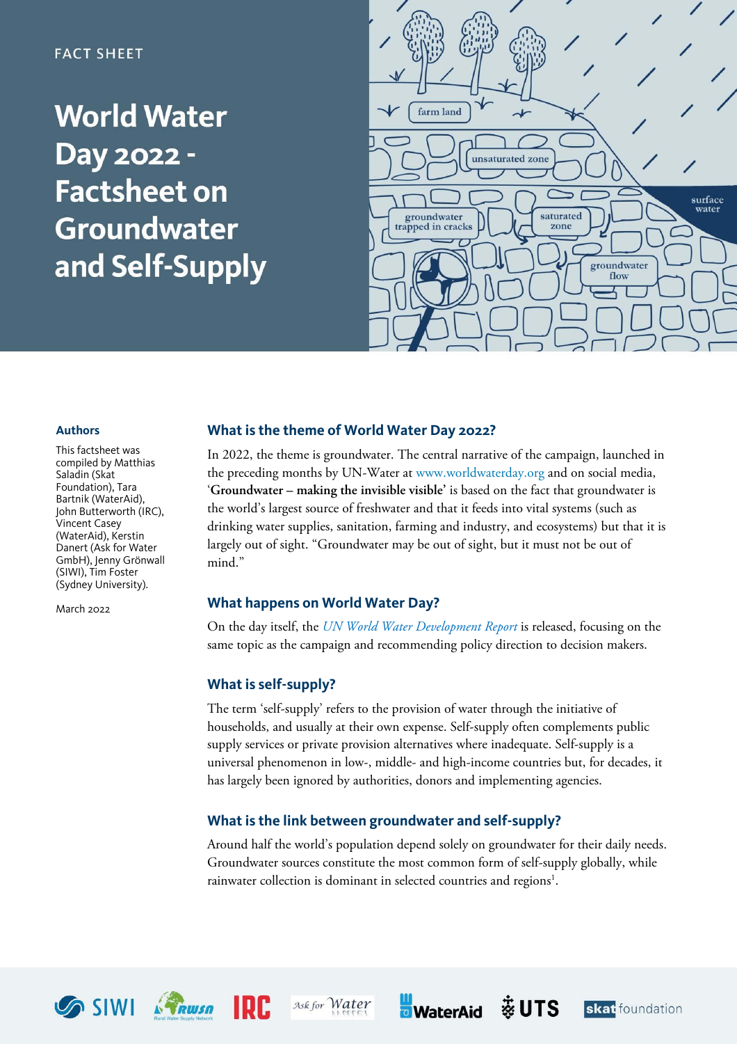FACT SHEET

# World Water Day 2022 - Factsheet on Groundwater and Self-Supply

### Authors

This factsheet was compiled by Matthias Saladin (Skat Foundation), Tara Bartnik (WaterAid), John Butterworth (IRC), Vincent Casey (WaterAid), Kerstin Danert (Ask for Water GmbH), Jenny Grönwall (SIWI), Tim Foster (Sydney University).

March 2022

## What is the theme of World Water Day 2022?

In 2022, the theme is groundwater. The central narrative of the campaign, launched in the preceding months by UN-Water at www.worldwaterday.org and on social media, '**Groundwater – making the invisible visible**' is based on the fact that groundwater is the world's largest source of freshwater and that it feeds into vital systems (such as drinking water supplies, sanitation, farming and industry, and ecosystems) but that it is largely out of sight. "Groundwater may be out of sight, but it must not be out of mind."

## What happens on World Water Day?

On the day itself, the *UN World Water Development Report* is released, focusing on the same topic as the campaign and recommending policy direction to decision makers.

## What is self-supply?

The term 'self-supply' refers to the provision of water through the initiative of households, and usually at their own expense. Self-supply often complements public supply services or private provision alternatives where inadequate. Self-supply is a universal phenomenon in low-, middle- and high-income countries but, for decades, it has largely been ignored by authorities, donors and implementing agencies.

## What is the link between groundwater and self-supply?

Around half the world's population depend solely on groundwater for their daily needs. Groundwater sources constitute the most common form of self-supply globally, while rainwater collection is dominant in selected countries and regions[1].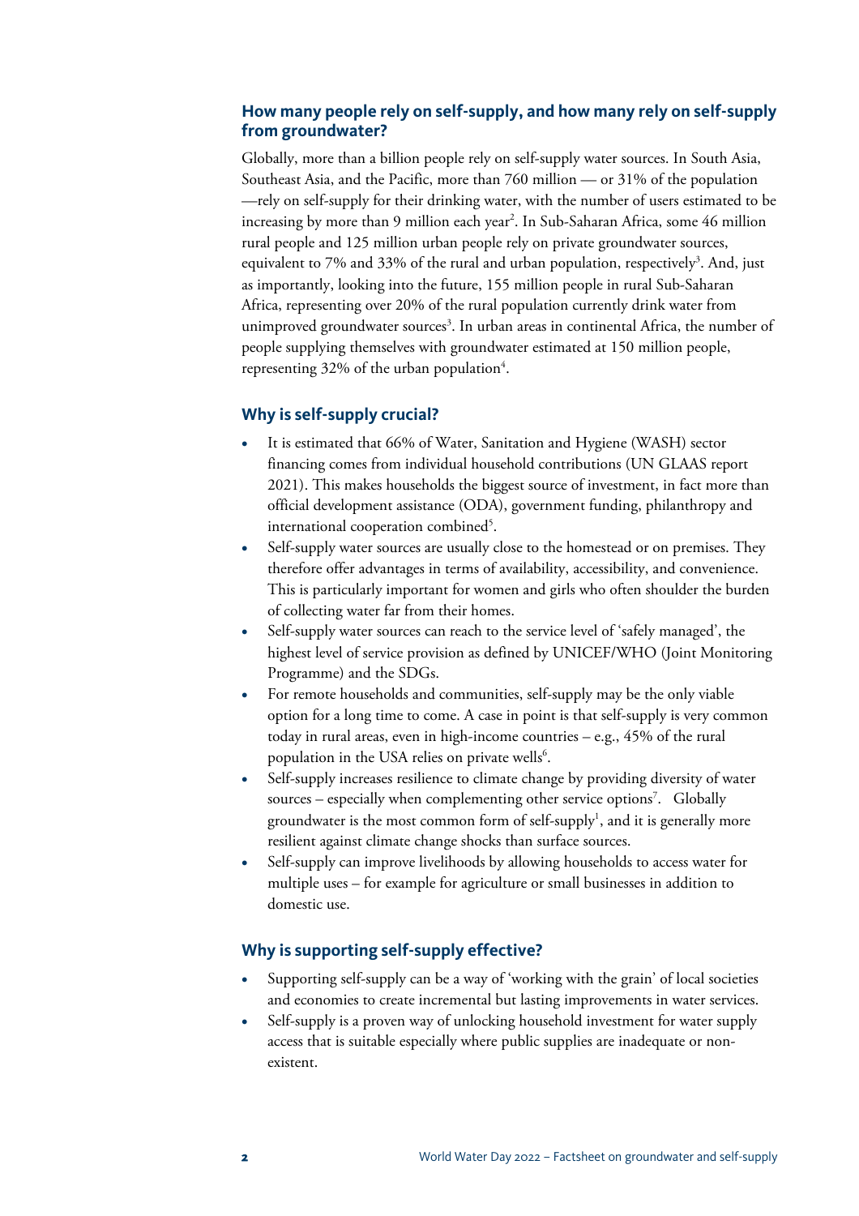## How many people rely on self-supply, and how many rely on self-supply from groundwater?

Globally, more than a billion people rely on self-supply water sources. In South Asia, Southeast Asia, and the Pacific, more than 760 million — or 31% of the population —rely on self-supply for their drinking water, with the number of users estimated to be increasing by more than 9 million each year[2]. In Sub-Saharan Africa, some 46 million rural people and 125 million urban people rely on private groundwater sources, equivalent to 7% and 33% of the rural and urban population, respectively[3]. And, just as importantly, looking into the future, 155 million people in rural Sub-Saharan Africa, representing over 20% of the rural population currently drink water from unimproved groundwater sources[3]. In urban areas in continental Africa, the number of people supplying themselves with groundwater estimated at 150 million people, representing 32% of the urban population[4].

## Why is self-supply crucial?

- It is estimated that 66% of Water, Sanitation and Hygiene (WASH) sector financing comes from individual household contributions (UN GLAAS report 2021). This makes households the biggest source of investment, in fact more than official development assistance (ODA), government funding, philanthropy and international cooperation combined[5].
- Self-supply water sources are usually close to the homestead or on premises. They therefore offer advantages in terms of availability, accessibility, and convenience. This is particularly important for women and girls who often shoulder the burden of collecting water far from their homes.
- Self-supply water sources can reach to the service level of 'safely managed', the highest level of service provision as defined by UNICEF/WHO (Joint Monitoring Programme) and the SDGs.
- For remote households and communities, self-supply may be the only viable option for a long time to come. A case in point is that self-supply is very common today in rural areas, even in high-income countries – e.g., 45% of the rural population in the USA relies on private wells[6].
- Self-supply increases resilience to climate change by providing diversity of water sources – especially when complementing other service options[7]. Globally groundwater is the most common form of self-supply[1], and it is generally more resilient against climate change shocks than surface sources.
- Self-supply can improve livelihoods by allowing households to access water for multiple uses – for example for agriculture or small businesses in addition to domestic use.

## Why is supporting self-supply effective?

- Supporting self-supply can be a way of 'working with the grain' of local societies and economies to create incremental but lasting improvements in water services.
- Self-supply is a proven way of unlocking household investment for water supply access that is suitable especially where public supplies are inadequate or non-existent.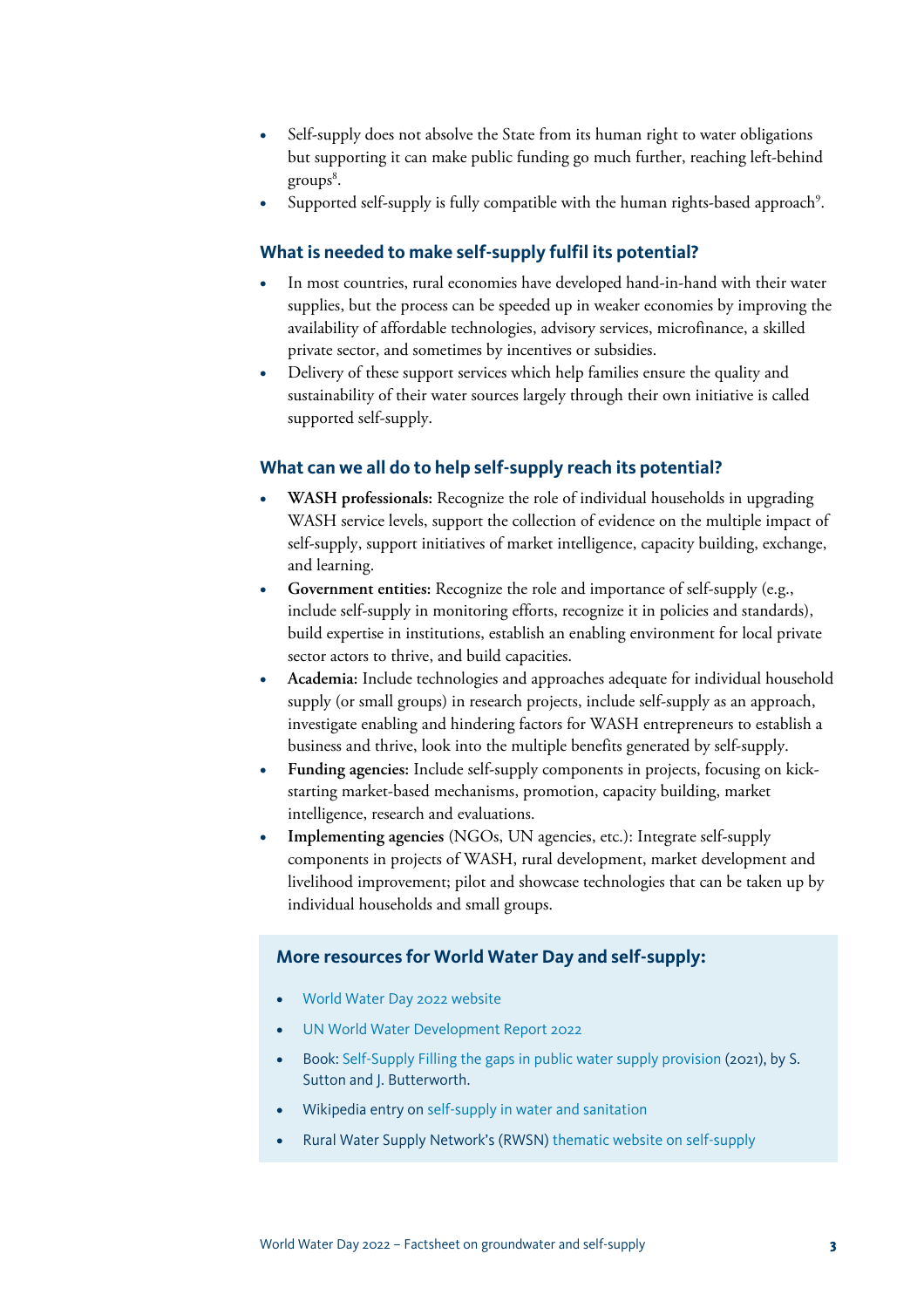- Self-supply does not absolve the State from its human right to water obligations but supporting it can make public funding go much further, reaching left-behind groups[8].
- Supported self-supply is fully compatible with the human rights-based approach[9].

## What is needed to make self-supply fulfil its potential?

- In most countries, rural economies have developed hand-in-hand with their water supplies, but the process can be speeded up in weaker economies by improving the availability of affordable technologies, advisory services, microfinance, a skilled private sector, and sometimes by incentives or subsidies.
- Delivery of these support services which help families ensure the quality and sustainability of their water sources largely through their own initiative is called supported self-supply.

## What can we all do to help self-supply reach its potential?

- **WASH professionals:** Recognize the role of individual households in upgrading WASH service levels, support the collection of evidence on the multiple impact of self-supply, support initiatives of market intelligence, capacity building, exchange, and learning.
- **Government entities:** Recognize the role and importance of self-supply (e.g., include self-supply in monitoring efforts, recognize it in policies and standards), build expertise in institutions, establish an enabling environment for local private sector actors to thrive, and build capacities.
- **Academia:** Include technologies and approaches adequate for individual household supply (or small groups) in research projects, include self-supply as an approach, investigate enabling and hindering factors for WASH entrepreneurs to establish a business and thrive, look into the multiple benefits generated by self-supply.
- **Funding agencies:** Include self-supply components in projects, focusing on kick-starting market-based mechanisms, promotion, capacity building, market intelligence, research and evaluations.
- **Implementing agencies** (NGOs, UN agencies, etc.): Integrate self-supply components in projects of WASH, rural development, market development and livelihood improvement; pilot and showcase technologies that can be taken up by individual households and small groups.

## More resources for World Water Day and self-supply:

- World Water Day 2022 website
- UN World Water Development Report 2022
- Book: Self-Supply Filling the gaps in public water supply provision (2021), by S. Sutton and J. Butterworth.
- Wikipedia entry on self-supply in water and sanitation
- Rural Water Supply Network's (RWSN) thematic website on self-supply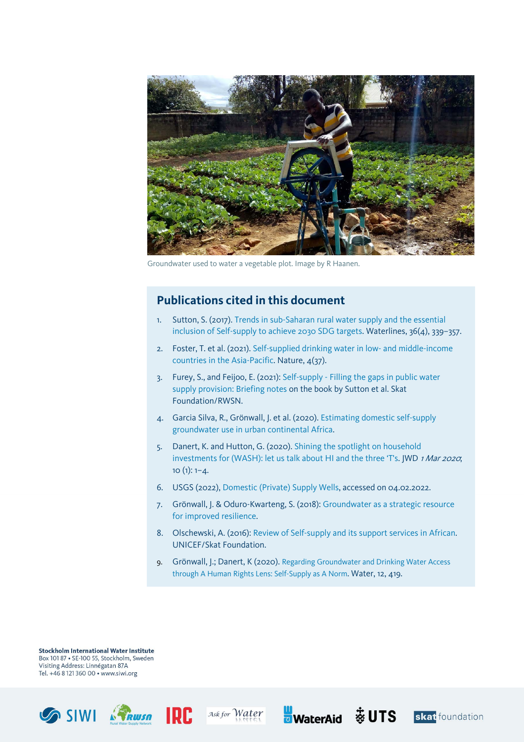Groundwater used to water a vegetable plot. Image by R Haanen.

## Publications cited in this document

1. Sutton, S. (2017). Trends in sub-Saharan rural water supply and the essential inclusion of Self-supply to achieve 2030 SDG targets. Waterlines, 36(4), 339–357.
2. Foster, T. et al. (2021). Self-supplied drinking water in low- and middle-income countries in the Asia-Pacific. Nature, 4(37).
3. Furey, S., and Feijoo, E. (2021): Self-supply - Filling the gaps in public water supply provision: Briefing notes on the book by Sutton et al. Skat Foundation/RWSN.
4. Garcia Silva, R., Grönwall, J. et al. (2020). Estimating domestic self-supply groundwater use in urban continental Africa.
5. Danert, K. and Hutton, G. (2020). Shining the spotlight on household investments for (WASH): let us talk about HI and the three 'T's. JWD *1 Mar 2020*; 10 (1): 1–4.
6. USGS (2022), Domestic (Private) Supply Wells, accessed on 04.02.2022.
7. Grönwall, J. & Oduro-Kwarteng, S. (2018): Groundwater as a strategic resource for improved resilience.
8. Olschewski, A. (2016): Review of Self-supply and its support services in African. UNICEF/Skat Foundation.
9. Grönwall, J.; Danert, K (2020). Regarding Groundwater and Drinking Water Access through A Human Rights Lens: Self-Supply as A Norm. Water, 12, 419.

**Stockholm International Water Institute**
Box 101 87 • SE-100 55, Stockholm, Sweden
Visiting Address: Linnégatan 87A
Tel. +46 8 121 360 00 • www.siwi.org

SIWI · RWSN Rural Water Supply Network · IRC · Ask for Water · WaterAid · UTS · skat foundation